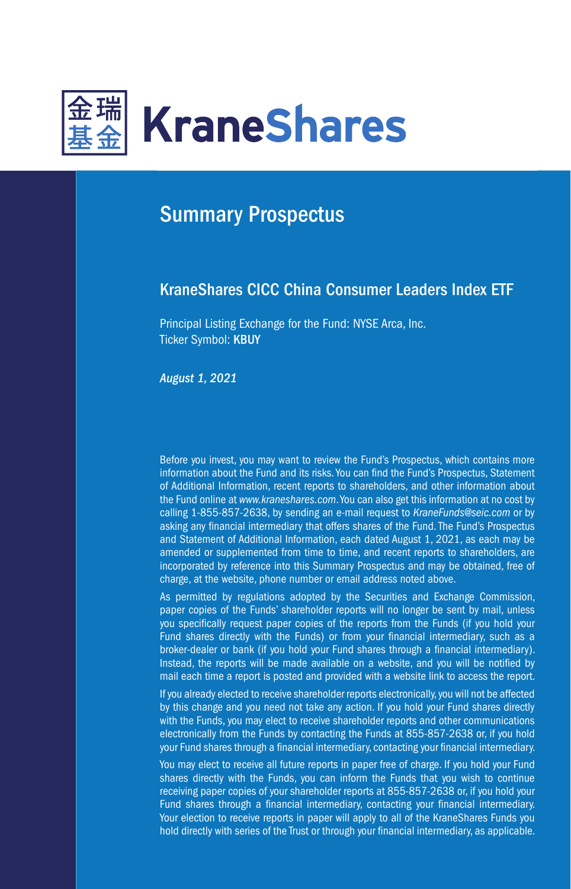金瑞基金 KraneShares

# Summary Prospectus

## KraneShares CICC China Consumer Leaders Index ETF

Principal Listing Exchange for the Fund: NYSE Arca, Inc.
Ticker Symbol: **KBUY**

*August 1, 2021*

Before you invest, you may want to review the Fund's Prospectus, which contains more information about the Fund and its risks. You can find the Fund's Prospectus, Statement of Additional Information, recent reports to shareholders, and other information about the Fund online at *www.kraneshares.com*. You can also get this information at no cost by calling 1-855-857-2638, by sending an e-mail request to *KraneFunds@seic.com* or by asking any financial intermediary that offers shares of the Fund. The Fund's Prospectus and Statement of Additional Information, each dated August 1, 2021, as each may be amended or supplemented from time to time, and recent reports to shareholders, are incorporated by reference into this Summary Prospectus and may be obtained, free of charge, at the website, phone number or email address noted above.

As permitted by regulations adopted by the Securities and Exchange Commission, paper copies of the Funds' shareholder reports will no longer be sent by mail, unless you specifically request paper copies of the reports from the Funds (if you hold your Fund shares directly with the Funds) or from your financial intermediary, such as a broker-dealer or bank (if you hold your Fund shares through a financial intermediary). Instead, the reports will be made available on a website, and you will be notified by mail each time a report is posted and provided with a website link to access the report.

If you already elected to receive shareholder reports electronically, you will not be affected by this change and you need not take any action. If you hold your Fund shares directly with the Funds, you may elect to receive shareholder reports and other communications electronically from the Funds by contacting the Funds at 855-857-2638 or, if you hold your Fund shares through a financial intermediary, contacting your financial intermediary.

You may elect to receive all future reports in paper free of charge. If you hold your Fund shares directly with the Funds, you can inform the Funds that you wish to continue receiving paper copies of your shareholder reports at 855-857-2638 or, if you hold your Fund shares through a financial intermediary, contacting your financial intermediary. Your election to receive reports in paper will apply to all of the KraneShares Funds you hold directly with series of the Trust or through your financial intermediary, as applicable.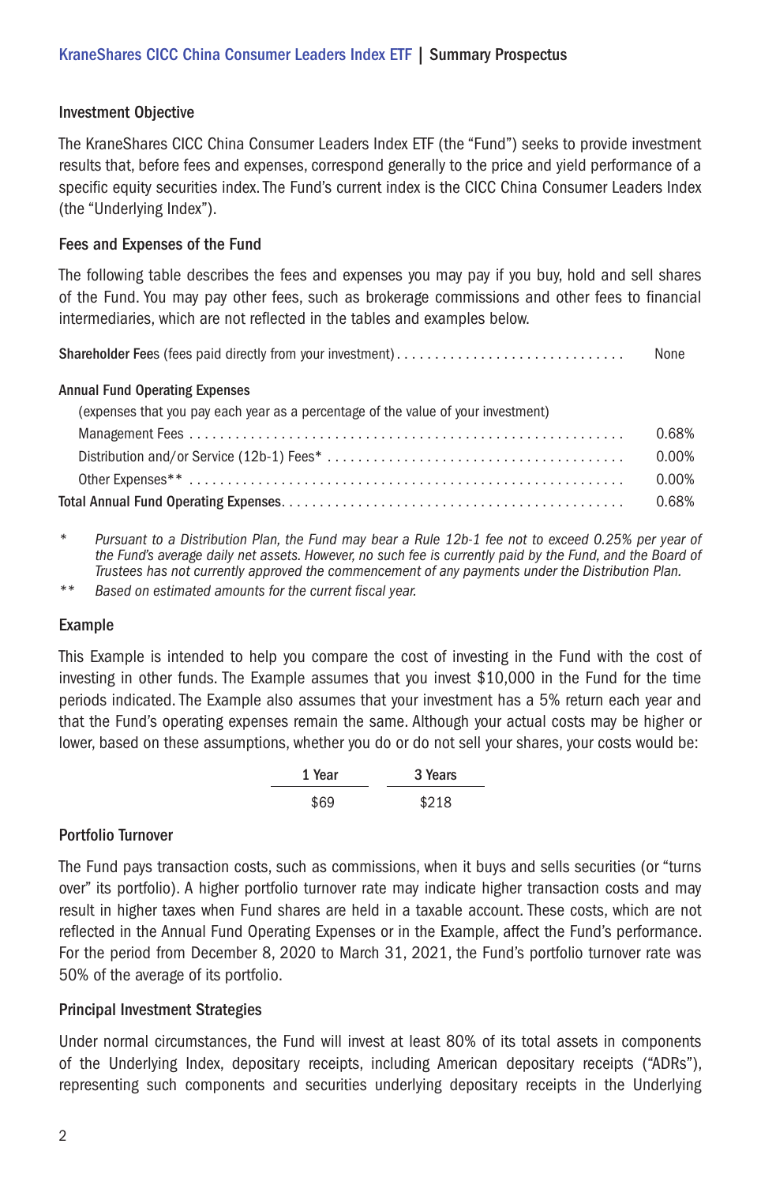## Investment Objective

The KraneShares CICC China Consumer Leaders Index ETF (the "Fund") seeks to provide investment results that, before fees and expenses, correspond generally to the price and yield performance of a specific equity securities index. The Fund's current index is the CICC China Consumer Leaders Index (the "Underlying Index").

## Fees and Expenses of the Fund

The following table describes the fees and expenses you may pay if you buy, hold and sell shares of the Fund. You may pay other fees, such as brokerage commissions and other fees to financial intermediaries, which are not reflected in the tables and examples below.

| | |
|---|---|
| **Shareholder Fees** (fees paid directly from your investment) | None |
| **Annual Fund Operating Expenses** | |
| (expenses that you pay each year as a percentage of the value of your investment) | |
| Management Fees | 0.68% |
| Distribution and/or Service (12b-1) Fees* | 0.00% |
| Other Expenses** | 0.00% |
| **Total Annual Fund Operating Expenses** | 0.68% |

\* *Pursuant to a Distribution Plan, the Fund may bear a Rule 12b-1 fee not to exceed 0.25% per year of the Fund's average daily net assets. However, no such fee is currently paid by the Fund, and the Board of Trustees has not currently approved the commencement of any payments under the Distribution Plan.*

\*\* *Based on estimated amounts for the current fiscal year.*

## Example

This Example is intended to help you compare the cost of investing in the Fund with the cost of investing in other funds. The Example assumes that you invest $10,000 in the Fund for the time periods indicated. The Example also assumes that your investment has a 5% return each year and that the Fund's operating expenses remain the same. Although your actual costs may be higher or lower, based on these assumptions, whether you do or do not sell your shares, your costs would be:

| 1 Year | 3 Years |
|---|---|
| $69 | $218 |

## Portfolio Turnover

The Fund pays transaction costs, such as commissions, when it buys and sells securities (or "turns over" its portfolio). A higher portfolio turnover rate may indicate higher transaction costs and may result in higher taxes when Fund shares are held in a taxable account. These costs, which are not reflected in the Annual Fund Operating Expenses or in the Example, affect the Fund's performance. For the period from December 8, 2020 to March 31, 2021, the Fund's portfolio turnover rate was 50% of the average of its portfolio.

## Principal Investment Strategies

Under normal circumstances, the Fund will invest at least 80% of its total assets in components of the Underlying Index, depositary receipts, including American depositary receipts ("ADRs"), representing such components and securities underlying depositary receipts in the Underlying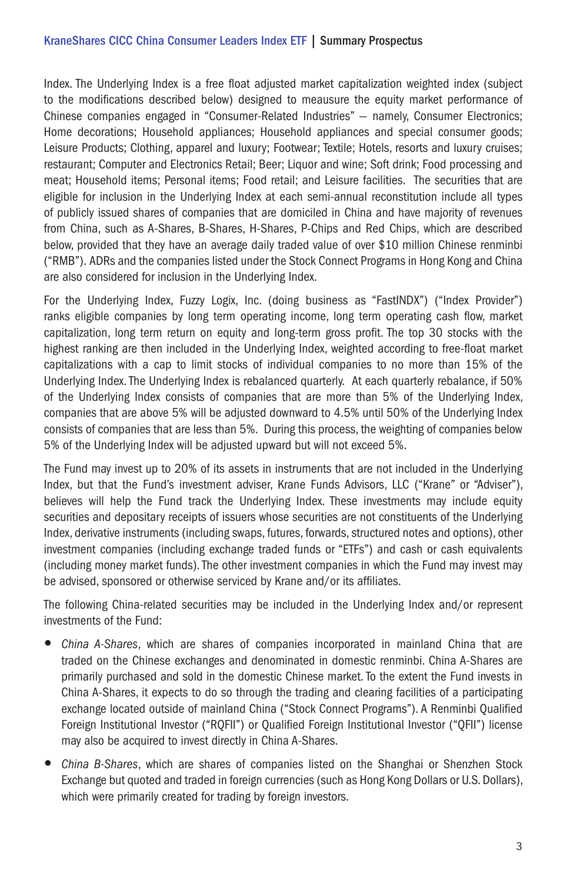Index. The Underlying Index is a free float adjusted market capitalization weighted index (subject to the modifications described below) designed to meausure the equity market performance of Chinese companies engaged in "Consumer-Related Industries" – namely, Consumer Electronics; Home decorations; Household appliances; Household appliances and special consumer goods; Leisure Products; Clothing, apparel and luxury; Footwear; Textile; Hotels, resorts and luxury cruises; restaurant; Computer and Electronics Retail; Beer; Liquor and wine; Soft drink; Food processing and meat; Household items; Personal items; Food retail; and Leisure facilities. The securities that are eligible for inclusion in the Underlying Index at each semi-annual reconstitution include all types of publicly issued shares of companies that are domiciled in China and have majority of revenues from China, such as A-Shares, B-Shares, H-Shares, P-Chips and Red Chips, which are described below, provided that they have an average daily traded value of over $10 million Chinese renminbi ("RMB"). ADRs and the companies listed under the Stock Connect Programs in Hong Kong and China are also considered for inclusion in the Underlying Index.

For the Underlying Index, Fuzzy Logix, Inc. (doing business as "FastINDX") ("Index Provider") ranks eligible companies by long term operating income, long term operating cash flow, market capitalization, long term return on equity and long-term gross profit. The top 30 stocks with the highest ranking are then included in the Underlying Index, weighted according to free-float market capitalizations with a cap to limit stocks of individual companies to no more than 15% of the Underlying Index. The Underlying Index is rebalanced quarterly. At each quarterly rebalance, if 50% of the Underlying Index consists of companies that are more than 5% of the Underlying Index, companies that are above 5% will be adjusted downward to 4.5% until 50% of the Underlying Index consists of companies that are less than 5%. During this process, the weighting of companies below 5% of the Underlying Index will be adjusted upward but will not exceed 5%.

The Fund may invest up to 20% of its assets in instruments that are not included in the Underlying Index, but that the Fund's investment adviser, Krane Funds Advisors, LLC ("Krane" or "Adviser"), believes will help the Fund track the Underlying Index. These investments may include equity securities and depositary receipts of issuers whose securities are not constituents of the Underlying Index, derivative instruments (including swaps, futures, forwards, structured notes and options), other investment companies (including exchange traded funds or "ETFs") and cash or cash equivalents (including money market funds). The other investment companies in which the Fund may invest may be advised, sponsored or otherwise serviced by Krane and/or its affiliates.

The following China-related securities may be included in the Underlying Index and/or represent investments of the Fund:

- *China A-Shares*, which are shares of companies incorporated in mainland China that are traded on the Chinese exchanges and denominated in domestic renminbi. China A-Shares are primarily purchased and sold in the domestic Chinese market. To the extent the Fund invests in China A-Shares, it expects to do so through the trading and clearing facilities of a participating exchange located outside of mainland China ("Stock Connect Programs"). A Renminbi Qualified Foreign Institutional Investor ("RQFII") or Qualified Foreign Institutional Investor ("QFII") license may also be acquired to invest directly in China A-Shares.
- *China B-Shares*, which are shares of companies listed on the Shanghai or Shenzhen Stock Exchange but quoted and traded in foreign currencies (such as Hong Kong Dollars or U.S. Dollars), which were primarily created for trading by foreign investors.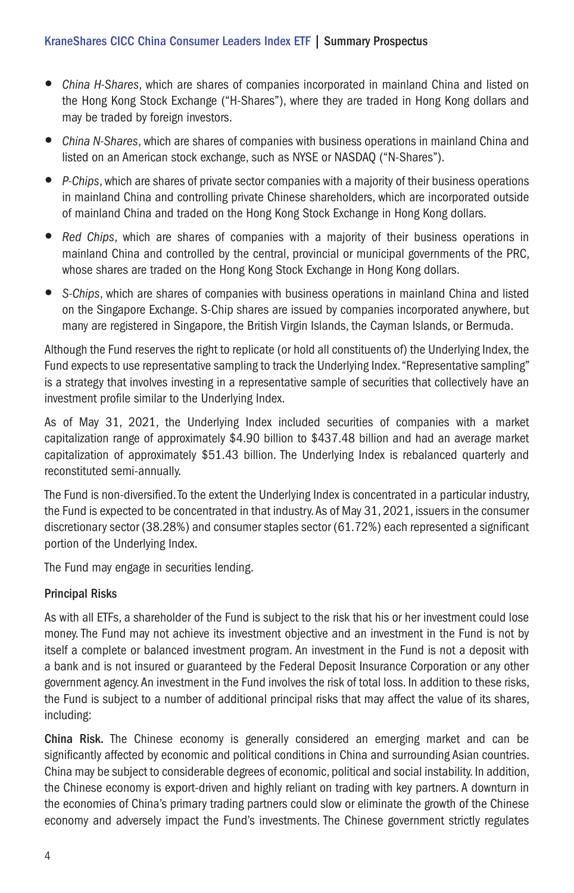- *China H-Shares*, which are shares of companies incorporated in mainland China and listed on the Hong Kong Stock Exchange ("H-Shares"), where they are traded in Hong Kong dollars and may be traded by foreign investors.
- *China N-Shares*, which are shares of companies with business operations in mainland China and listed on an American stock exchange, such as NYSE or NASDAQ ("N-Shares").
- *P-Chips*, which are shares of private sector companies with a majority of their business operations in mainland China and controlling private Chinese shareholders, which are incorporated outside of mainland China and traded on the Hong Kong Stock Exchange in Hong Kong dollars.
- *Red Chips*, which are shares of companies with a majority of their business operations in mainland China and controlled by the central, provincial or municipal governments of the PRC, whose shares are traded on the Hong Kong Stock Exchange in Hong Kong dollars.
- *S-Chips*, which are shares of companies with business operations in mainland China and listed on the Singapore Exchange. S-Chip shares are issued by companies incorporated anywhere, but many are registered in Singapore, the British Virgin Islands, the Cayman Islands, or Bermuda.

Although the Fund reserves the right to replicate (or hold all constituents of) the Underlying Index, the Fund expects to use representative sampling to track the Underlying Index. "Representative sampling" is a strategy that involves investing in a representative sample of securities that collectively have an investment profile similar to the Underlying Index.

As of May 31, 2021, the Underlying Index included securities of companies with a market capitalization range of approximately $4.90 billion to $437.48 billion and had an average market capitalization of approximately $51.43 billion. The Underlying Index is rebalanced quarterly and reconstituted semi-annually.

The Fund is non-diversified. To the extent the Underlying Index is concentrated in a particular industry, the Fund is expected to be concentrated in that industry. As of May 31, 2021, issuers in the consumer discretionary sector (38.28%) and consumer staples sector (61.72%) each represented a significant portion of the Underlying Index.

The Fund may engage in securities lending.

### Principal Risks

As with all ETFs, a shareholder of the Fund is subject to the risk that his or her investment could lose money. The Fund may not achieve its investment objective and an investment in the Fund is not by itself a complete or balanced investment program. An investment in the Fund is not a deposit with a bank and is not insured or guaranteed by the Federal Deposit Insurance Corporation or any other government agency. An investment in the Fund involves the risk of total loss. In addition to these risks, the Fund is subject to a number of additional principal risks that may affect the value of its shares, including:

**China Risk.** The Chinese economy is generally considered an emerging market and can be significantly affected by economic and political conditions in China and surrounding Asian countries. China may be subject to considerable degrees of economic, political and social instability. In addition, the Chinese economy is export-driven and highly reliant on trading with key partners. A downturn in the economies of China's primary trading partners could slow or eliminate the growth of the Chinese economy and adversely impact the Fund's investments. The Chinese government strictly regulates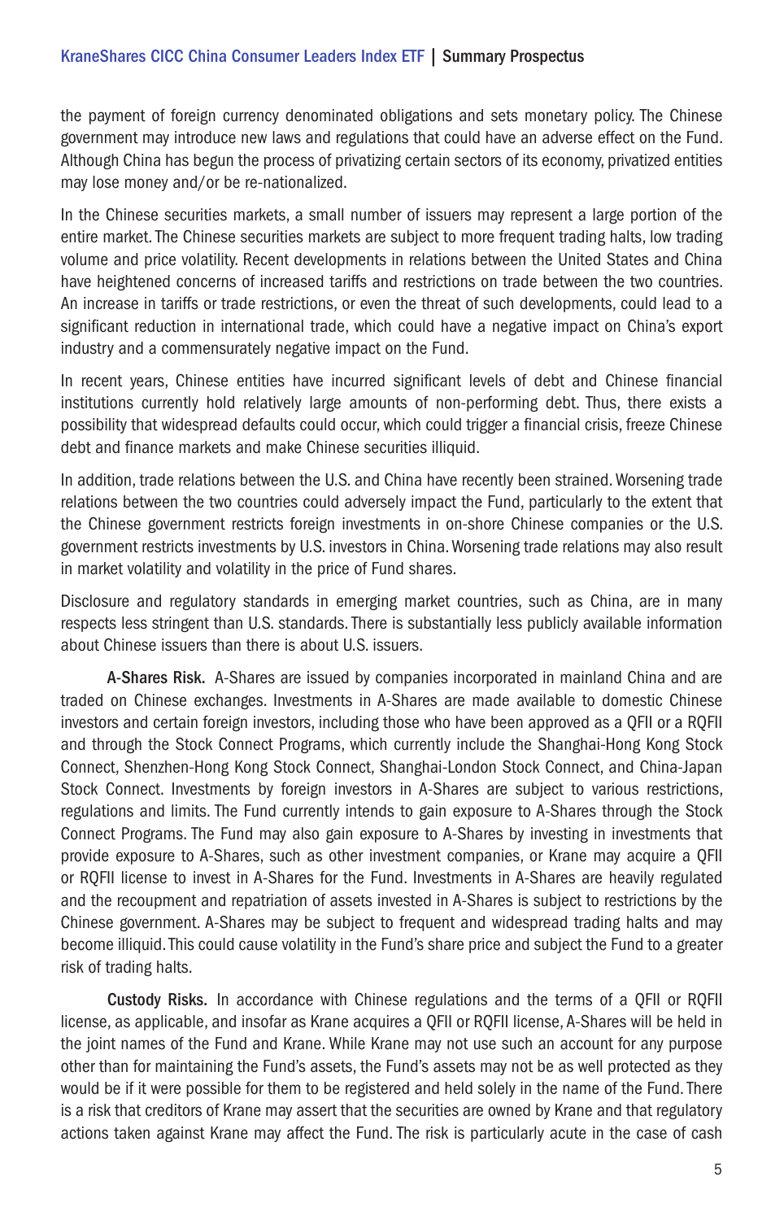the payment of foreign currency denominated obligations and sets monetary policy. The Chinese government may introduce new laws and regulations that could have an adverse effect on the Fund. Although China has begun the process of privatizing certain sectors of its economy, privatized entities may lose money and/or be re-nationalized.

In the Chinese securities markets, a small number of issuers may represent a large portion of the entire market. The Chinese securities markets are subject to more frequent trading halts, low trading volume and price volatility. Recent developments in relations between the United States and China have heightened concerns of increased tariffs and restrictions on trade between the two countries. An increase in tariffs or trade restrictions, or even the threat of such developments, could lead to a significant reduction in international trade, which could have a negative impact on China's export industry and a commensurately negative impact on the Fund.

In recent years, Chinese entities have incurred significant levels of debt and Chinese financial institutions currently hold relatively large amounts of non-performing debt. Thus, there exists a possibility that widespread defaults could occur, which could trigger a financial crisis, freeze Chinese debt and finance markets and make Chinese securities illiquid.

In addition, trade relations between the U.S. and China have recently been strained. Worsening trade relations between the two countries could adversely impact the Fund, particularly to the extent that the Chinese government restricts foreign investments in on-shore Chinese companies or the U.S. government restricts investments by U.S. investors in China. Worsening trade relations may also result in market volatility and volatility in the price of Fund shares.

Disclosure and regulatory standards in emerging market countries, such as China, are in many respects less stringent than U.S. standards. There is substantially less publicly available information about Chinese issuers than there is about U.S. issuers.

**A-Shares Risk.** A-Shares are issued by companies incorporated in mainland China and are traded on Chinese exchanges. Investments in A-Shares are made available to domestic Chinese investors and certain foreign investors, including those who have been approved as a QFII or a RQFII and through the Stock Connect Programs, which currently include the Shanghai-Hong Kong Stock Connect, Shenzhen-Hong Kong Stock Connect, Shanghai-London Stock Connect, and China-Japan Stock Connect. Investments by foreign investors in A-Shares are subject to various restrictions, regulations and limits. The Fund currently intends to gain exposure to A-Shares through the Stock Connect Programs. The Fund may also gain exposure to A-Shares by investing in investments that provide exposure to A-Shares, such as other investment companies, or Krane may acquire a QFII or RQFII license to invest in A-Shares for the Fund. Investments in A-Shares are heavily regulated and the recoupment and repatriation of assets invested in A-Shares is subject to restrictions by the Chinese government. A-Shares may be subject to frequent and widespread trading halts and may become illiquid. This could cause volatility in the Fund's share price and subject the Fund to a greater risk of trading halts.

**Custody Risks.** In accordance with Chinese regulations and the terms of a QFII or RQFII license, as applicable, and insofar as Krane acquires a QFII or RQFII license, A-Shares will be held in the joint names of the Fund and Krane. While Krane may not use such an account for any purpose other than for maintaining the Fund's assets, the Fund's assets may not be as well protected as they would be if it were possible for them to be registered and held solely in the name of the Fund. There is a risk that creditors of Krane may assert that the securities are owned by Krane and that regulatory actions taken against Krane may affect the Fund. The risk is particularly acute in the case of cash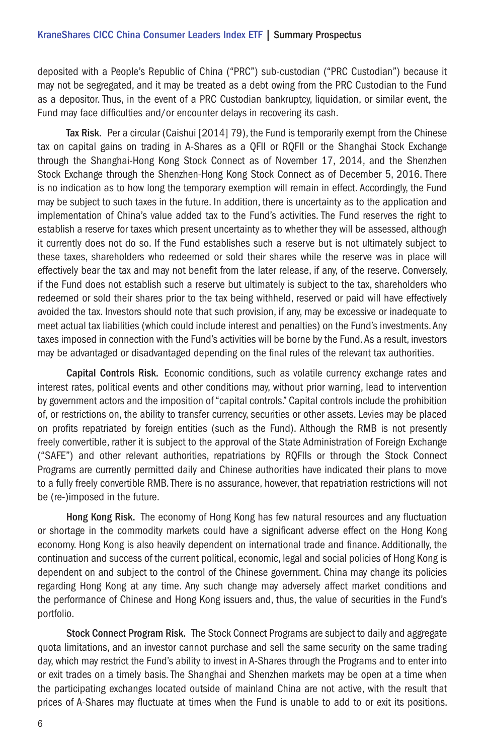deposited with a People's Republic of China ("PRC") sub-custodian ("PRC Custodian") because it may not be segregated, and it may be treated as a debt owing from the PRC Custodian to the Fund as a depositor. Thus, in the event of a PRC Custodian bankruptcy, liquidation, or similar event, the Fund may face difficulties and/or encounter delays in recovering its cash.

**Tax Risk.** Per a circular (Caishui [2014] 79), the Fund is temporarily exempt from the Chinese tax on capital gains on trading in A-Shares as a QFII or RQFII or the Shanghai Stock Exchange through the Shanghai-Hong Kong Stock Connect as of November 17, 2014, and the Shenzhen Stock Exchange through the Shenzhen-Hong Kong Stock Connect as of December 5, 2016. There is no indication as to how long the temporary exemption will remain in effect. Accordingly, the Fund may be subject to such taxes in the future. In addition, there is uncertainty as to the application and implementation of China's value added tax to the Fund's activities. The Fund reserves the right to establish a reserve for taxes which present uncertainty as to whether they will be assessed, although it currently does not do so. If the Fund establishes such a reserve but is not ultimately subject to these taxes, shareholders who redeemed or sold their shares while the reserve was in place will effectively bear the tax and may not benefit from the later release, if any, of the reserve. Conversely, if the Fund does not establish such a reserve but ultimately is subject to the tax, shareholders who redeemed or sold their shares prior to the tax being withheld, reserved or paid will have effectively avoided the tax. Investors should note that such provision, if any, may be excessive or inadequate to meet actual tax liabilities (which could include interest and penalties) on the Fund's investments. Any taxes imposed in connection with the Fund's activities will be borne by the Fund. As a result, investors may be advantaged or disadvantaged depending on the final rules of the relevant tax authorities.

**Capital Controls Risk.** Economic conditions, such as volatile currency exchange rates and interest rates, political events and other conditions may, without prior warning, lead to intervention by government actors and the imposition of "capital controls." Capital controls include the prohibition of, or restrictions on, the ability to transfer currency, securities or other assets. Levies may be placed on profits repatriated by foreign entities (such as the Fund). Although the RMB is not presently freely convertible, rather it is subject to the approval of the State Administration of Foreign Exchange ("SAFE") and other relevant authorities, repatriations by RQFIIs or through the Stock Connect Programs are currently permitted daily and Chinese authorities have indicated their plans to move to a fully freely convertible RMB. There is no assurance, however, that repatriation restrictions will not be (re-)imposed in the future.

**Hong Kong Risk.** The economy of Hong Kong has few natural resources and any fluctuation or shortage in the commodity markets could have a significant adverse effect on the Hong Kong economy. Hong Kong is also heavily dependent on international trade and finance. Additionally, the continuation and success of the current political, economic, legal and social policies of Hong Kong is dependent on and subject to the control of the Chinese government. China may change its policies regarding Hong Kong at any time. Any such change may adversely affect market conditions and the performance of Chinese and Hong Kong issuers and, thus, the value of securities in the Fund's portfolio.

**Stock Connect Program Risk.** The Stock Connect Programs are subject to daily and aggregate quota limitations, and an investor cannot purchase and sell the same security on the same trading day, which may restrict the Fund's ability to invest in A-Shares through the Programs and to enter into or exit trades on a timely basis. The Shanghai and Shenzhen markets may be open at a time when the participating exchanges located outside of mainland China are not active, with the result that prices of A-Shares may fluctuate at times when the Fund is unable to add to or exit its positions.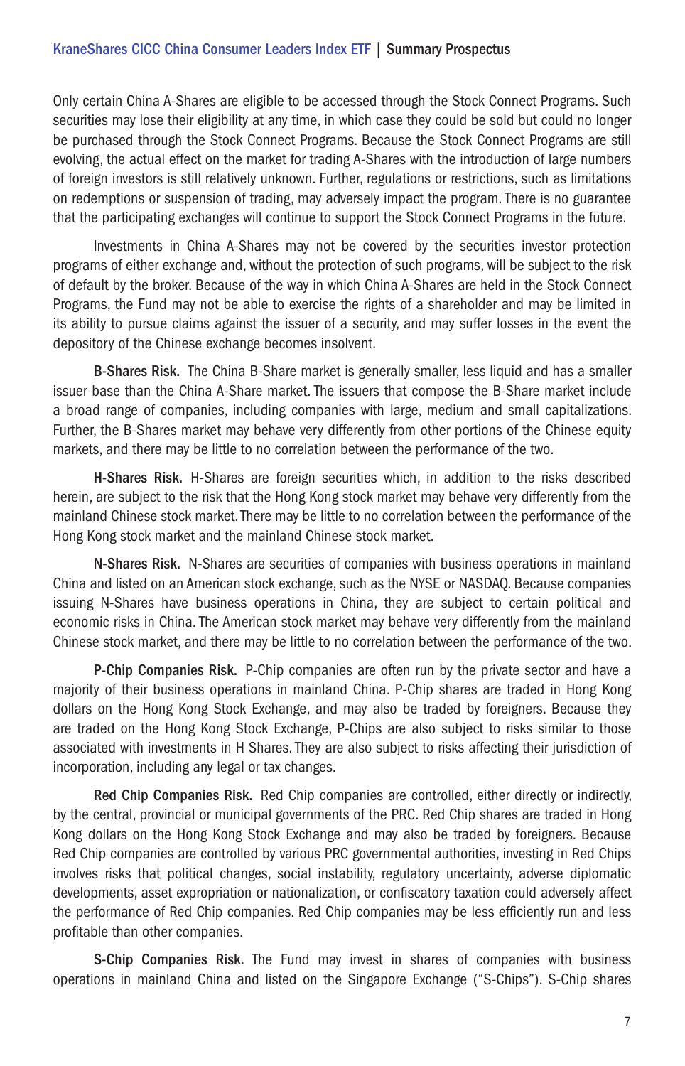Only certain China A-Shares are eligible to be accessed through the Stock Connect Programs. Such securities may lose their eligibility at any time, in which case they could be sold but could no longer be purchased through the Stock Connect Programs. Because the Stock Connect Programs are still evolving, the actual effect on the market for trading A-Shares with the introduction of large numbers of foreign investors is still relatively unknown. Further, regulations or restrictions, such as limitations on redemptions or suspension of trading, may adversely impact the program. There is no guarantee that the participating exchanges will continue to support the Stock Connect Programs in the future.

Investments in China A-Shares may not be covered by the securities investor protection programs of either exchange and, without the protection of such programs, will be subject to the risk of default by the broker. Because of the way in which China A-Shares are held in the Stock Connect Programs, the Fund may not be able to exercise the rights of a shareholder and may be limited in its ability to pursue claims against the issuer of a security, and may suffer losses in the event the depository of the Chinese exchange becomes insolvent.

**B-Shares Risk.** The China B-Share market is generally smaller, less liquid and has a smaller issuer base than the China A-Share market. The issuers that compose the B-Share market include a broad range of companies, including companies with large, medium and small capitalizations. Further, the B-Shares market may behave very differently from other portions of the Chinese equity markets, and there may be little to no correlation between the performance of the two.

**H-Shares Risk.** H-Shares are foreign securities which, in addition to the risks described herein, are subject to the risk that the Hong Kong stock market may behave very differently from the mainland Chinese stock market. There may be little to no correlation between the performance of the Hong Kong stock market and the mainland Chinese stock market.

**N-Shares Risk.** N-Shares are securities of companies with business operations in mainland China and listed on an American stock exchange, such as the NYSE or NASDAQ. Because companies issuing N-Shares have business operations in China, they are subject to certain political and economic risks in China. The American stock market may behave very differently from the mainland Chinese stock market, and there may be little to no correlation between the performance of the two.

**P-Chip Companies Risk.** P-Chip companies are often run by the private sector and have a majority of their business operations in mainland China. P-Chip shares are traded in Hong Kong dollars on the Hong Kong Stock Exchange, and may also be traded by foreigners. Because they are traded on the Hong Kong Stock Exchange, P-Chips are also subject to risks similar to those associated with investments in H Shares. They are also subject to risks affecting their jurisdiction of incorporation, including any legal or tax changes.

**Red Chip Companies Risk.** Red Chip companies are controlled, either directly or indirectly, by the central, provincial or municipal governments of the PRC. Red Chip shares are traded in Hong Kong dollars on the Hong Kong Stock Exchange and may also be traded by foreigners. Because Red Chip companies are controlled by various PRC governmental authorities, investing in Red Chips involves risks that political changes, social instability, regulatory uncertainty, adverse diplomatic developments, asset expropriation or nationalization, or confiscatory taxation could adversely affect the performance of Red Chip companies. Red Chip companies may be less efficiently run and less profitable than other companies.

**S-Chip Companies Risk.** The Fund may invest in shares of companies with business operations in mainland China and listed on the Singapore Exchange ("S-Chips"). S-Chip shares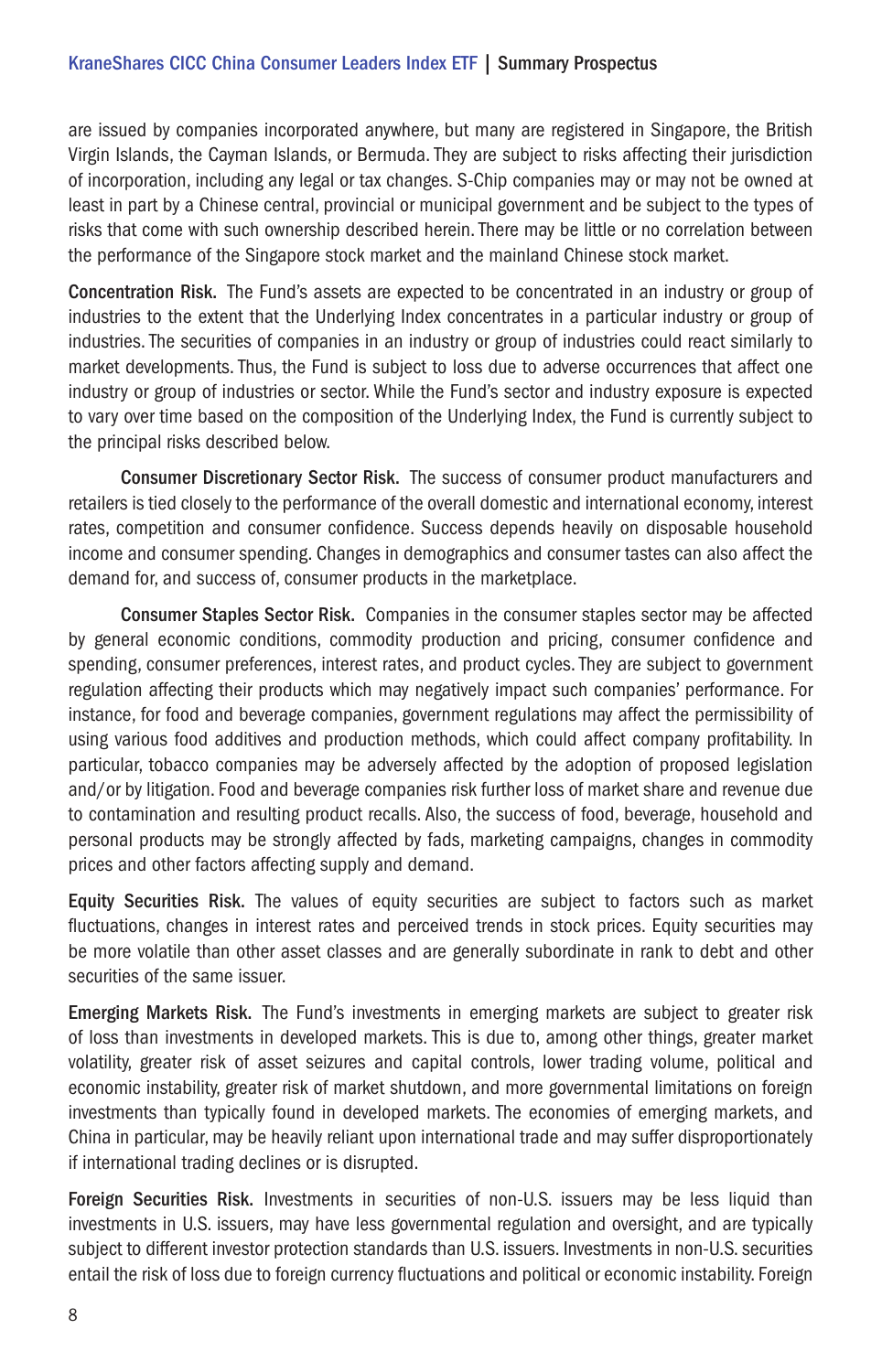are issued by companies incorporated anywhere, but many are registered in Singapore, the British Virgin Islands, the Cayman Islands, or Bermuda. They are subject to risks affecting their jurisdiction of incorporation, including any legal or tax changes. S-Chip companies may or may not be owned at least in part by a Chinese central, provincial or municipal government and be subject to the types of risks that come with such ownership described herein. There may be little or no correlation between the performance of the Singapore stock market and the mainland Chinese stock market.

**Concentration Risk.** The Fund's assets are expected to be concentrated in an industry or group of industries to the extent that the Underlying Index concentrates in a particular industry or group of industries. The securities of companies in an industry or group of industries could react similarly to market developments. Thus, the Fund is subject to loss due to adverse occurrences that affect one industry or group of industries or sector. While the Fund's sector and industry exposure is expected to vary over time based on the composition of the Underlying Index, the Fund is currently subject to the principal risks described below.

**Consumer Discretionary Sector Risk.** The success of consumer product manufacturers and retailers is tied closely to the performance of the overall domestic and international economy, interest rates, competition and consumer confidence. Success depends heavily on disposable household income and consumer spending. Changes in demographics and consumer tastes can also affect the demand for, and success of, consumer products in the marketplace.

**Consumer Staples Sector Risk.** Companies in the consumer staples sector may be affected by general economic conditions, commodity production and pricing, consumer confidence and spending, consumer preferences, interest rates, and product cycles. They are subject to government regulation affecting their products which may negatively impact such companies' performance. For instance, for food and beverage companies, government regulations may affect the permissibility of using various food additives and production methods, which could affect company profitability. In particular, tobacco companies may be adversely affected by the adoption of proposed legislation and/or by litigation. Food and beverage companies risk further loss of market share and revenue due to contamination and resulting product recalls. Also, the success of food, beverage, household and personal products may be strongly affected by fads, marketing campaigns, changes in commodity prices and other factors affecting supply and demand.

**Equity Securities Risk.** The values of equity securities are subject to factors such as market fluctuations, changes in interest rates and perceived trends in stock prices. Equity securities may be more volatile than other asset classes and are generally subordinate in rank to debt and other securities of the same issuer.

**Emerging Markets Risk.** The Fund's investments in emerging markets are subject to greater risk of loss than investments in developed markets. This is due to, among other things, greater market volatility, greater risk of asset seizures and capital controls, lower trading volume, political and economic instability, greater risk of market shutdown, and more governmental limitations on foreign investments than typically found in developed markets. The economies of emerging markets, and China in particular, may be heavily reliant upon international trade and may suffer disproportionately if international trading declines or is disrupted.

**Foreign Securities Risk.** Investments in securities of non-U.S. issuers may be less liquid than investments in U.S. issuers, may have less governmental regulation and oversight, and are typically subject to different investor protection standards than U.S. issuers. Investments in non-U.S. securities entail the risk of loss due to foreign currency fluctuations and political or economic instability. Foreign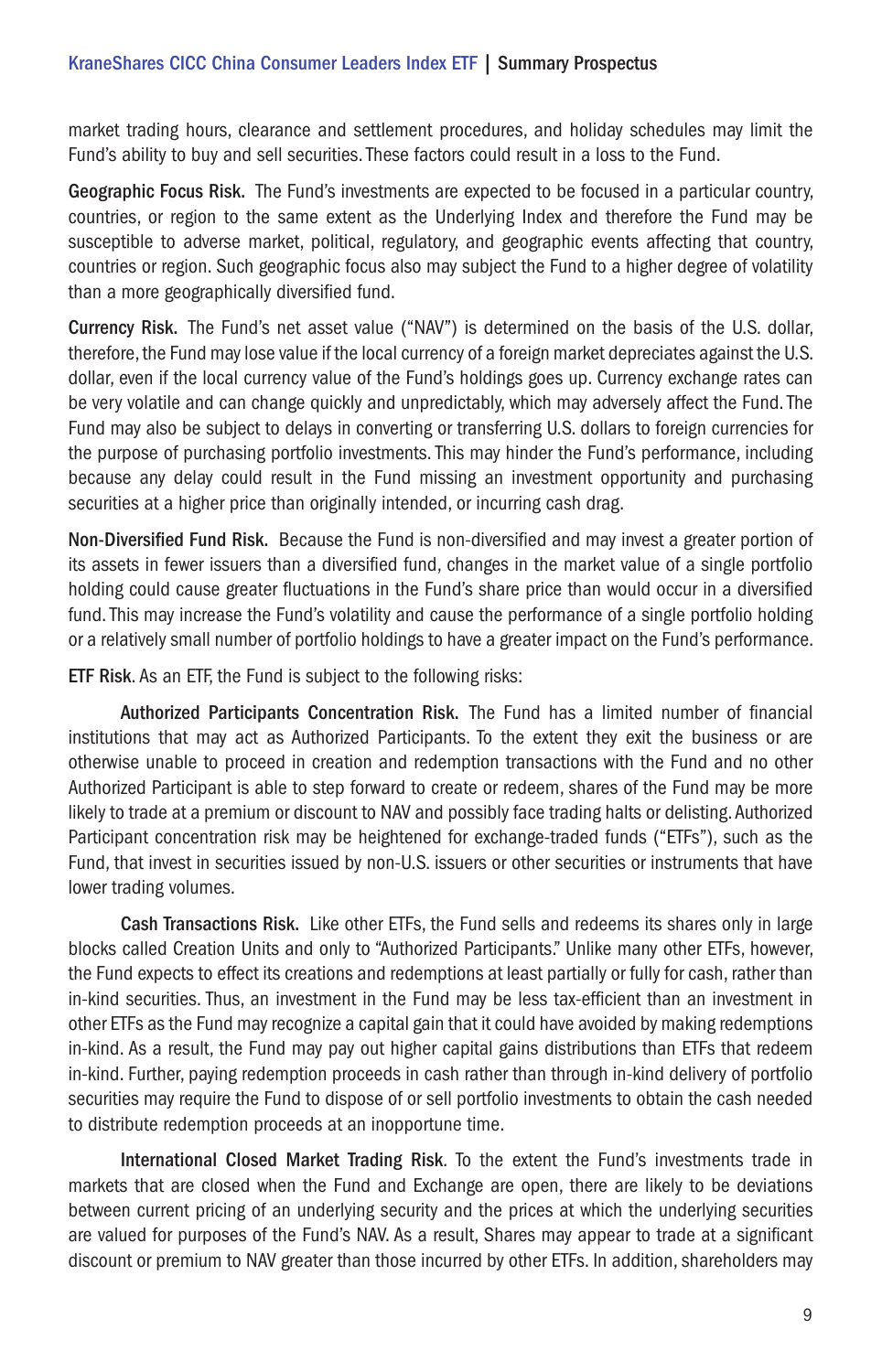market trading hours, clearance and settlement procedures, and holiday schedules may limit the Fund's ability to buy and sell securities. These factors could result in a loss to the Fund.

**Geographic Focus Risk.** The Fund's investments are expected to be focused in a particular country, countries, or region to the same extent as the Underlying Index and therefore the Fund may be susceptible to adverse market, political, regulatory, and geographic events affecting that country, countries or region. Such geographic focus also may subject the Fund to a higher degree of volatility than a more geographically diversified fund.

**Currency Risk.** The Fund's net asset value ("NAV") is determined on the basis of the U.S. dollar, therefore, the Fund may lose value if the local currency of a foreign market depreciates against the U.S. dollar, even if the local currency value of the Fund's holdings goes up. Currency exchange rates can be very volatile and can change quickly and unpredictably, which may adversely affect the Fund. The Fund may also be subject to delays in converting or transferring U.S. dollars to foreign currencies for the purpose of purchasing portfolio investments. This may hinder the Fund's performance, including because any delay could result in the Fund missing an investment opportunity and purchasing securities at a higher price than originally intended, or incurring cash drag.

**Non-Diversified Fund Risk.** Because the Fund is non-diversified and may invest a greater portion of its assets in fewer issuers than a diversified fund, changes in the market value of a single portfolio holding could cause greater fluctuations in the Fund's share price than would occur in a diversified fund. This may increase the Fund's volatility and cause the performance of a single portfolio holding or a relatively small number of portfolio holdings to have a greater impact on the Fund's performance.

**ETF Risk**. As an ETF, the Fund is subject to the following risks:

**Authorized Participants Concentration Risk.** The Fund has a limited number of financial institutions that may act as Authorized Participants. To the extent they exit the business or are otherwise unable to proceed in creation and redemption transactions with the Fund and no other Authorized Participant is able to step forward to create or redeem, shares of the Fund may be more likely to trade at a premium or discount to NAV and possibly face trading halts or delisting. Authorized Participant concentration risk may be heightened for exchange-traded funds ("ETFs"), such as the Fund, that invest in securities issued by non-U.S. issuers or other securities or instruments that have lower trading volumes.

**Cash Transactions Risk.** Like other ETFs, the Fund sells and redeems its shares only in large blocks called Creation Units and only to "Authorized Participants." Unlike many other ETFs, however, the Fund expects to effect its creations and redemptions at least partially or fully for cash, rather than in-kind securities. Thus, an investment in the Fund may be less tax-efficient than an investment in other ETFs as the Fund may recognize a capital gain that it could have avoided by making redemptions in-kind. As a result, the Fund may pay out higher capital gains distributions than ETFs that redeem in-kind. Further, paying redemption proceeds in cash rather than through in-kind delivery of portfolio securities may require the Fund to dispose of or sell portfolio investments to obtain the cash needed to distribute redemption proceeds at an inopportune time.

**International Closed Market Trading Risk**. To the extent the Fund's investments trade in markets that are closed when the Fund and Exchange are open, there are likely to be deviations between current pricing of an underlying security and the prices at which the underlying securities are valued for purposes of the Fund's NAV. As a result, Shares may appear to trade at a significant discount or premium to NAV greater than those incurred by other ETFs. In addition, shareholders may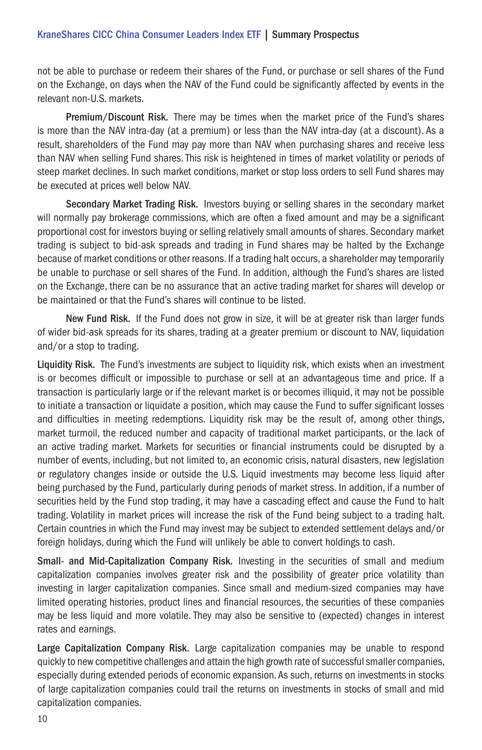not be able to purchase or redeem their shares of the Fund, or purchase or sell shares of the Fund on the Exchange, on days when the NAV of the Fund could be significantly affected by events in the relevant non-U.S. markets.

**Premium/Discount Risk.** There may be times when the market price of the Fund's shares is more than the NAV intra-day (at a premium) or less than the NAV intra-day (at a discount). As a result, shareholders of the Fund may pay more than NAV when purchasing shares and receive less than NAV when selling Fund shares. This risk is heightened in times of market volatility or periods of steep market declines. In such market conditions, market or stop loss orders to sell Fund shares may be executed at prices well below NAV.

**Secondary Market Trading Risk.** Investors buying or selling shares in the secondary market will normally pay brokerage commissions, which are often a fixed amount and may be a significant proportional cost for investors buying or selling relatively small amounts of shares. Secondary market trading is subject to bid-ask spreads and trading in Fund shares may be halted by the Exchange because of market conditions or other reasons. If a trading halt occurs, a shareholder may temporarily be unable to purchase or sell shares of the Fund. In addition, although the Fund's shares are listed on the Exchange, there can be no assurance that an active trading market for shares will develop or be maintained or that the Fund's shares will continue to be listed.

**New Fund Risk.** If the Fund does not grow in size, it will be at greater risk than larger funds of wider bid-ask spreads for its shares, trading at a greater premium or discount to NAV, liquidation and/or a stop to trading.

**Liquidity Risk.** The Fund's investments are subject to liquidity risk, which exists when an investment is or becomes difficult or impossible to purchase or sell at an advantageous time and price. If a transaction is particularly large or if the relevant market is or becomes illiquid, it may not be possible to initiate a transaction or liquidate a position, which may cause the Fund to suffer significant losses and difficulties in meeting redemptions. Liquidity risk may be the result of, among other things, market turmoil, the reduced number and capacity of traditional market participants, or the lack of an active trading market. Markets for securities or financial instruments could be disrupted by a number of events, including, but not limited to, an economic crisis, natural disasters, new legislation or regulatory changes inside or outside the U.S. Liquid investments may become less liquid after being purchased by the Fund, particularly during periods of market stress. In addition, if a number of securities held by the Fund stop trading, it may have a cascading effect and cause the Fund to halt trading. Volatility in market prices will increase the risk of the Fund being subject to a trading halt. Certain countries in which the Fund may invest may be subject to extended settlement delays and/or foreign holidays, during which the Fund will unlikely be able to convert holdings to cash.

**Small- and Mid-Capitalization Company Risk.** Investing in the securities of small and medium capitalization companies involves greater risk and the possibility of greater price volatility than investing in larger capitalization companies. Since small and medium-sized companies may have limited operating histories, product lines and financial resources, the securities of these companies may be less liquid and more volatile. They may also be sensitive to (expected) changes in interest rates and earnings.

**Large Capitalization Company Risk.** Large capitalization companies may be unable to respond quickly to new competitive challenges and attain the high growth rate of successful smaller companies, especially during extended periods of economic expansion. As such, returns on investments in stocks of large capitalization companies could trail the returns on investments in stocks of small and mid capitalization companies.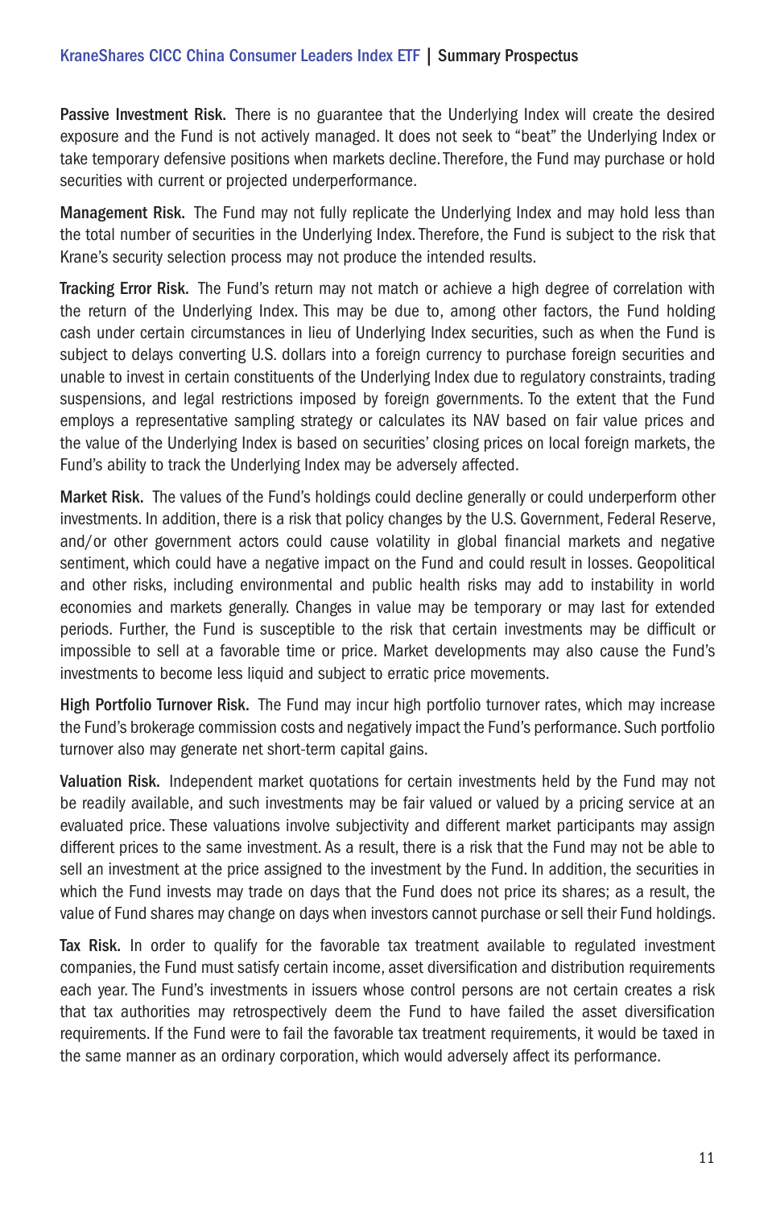**Passive Investment Risk.** There is no guarantee that the Underlying Index will create the desired exposure and the Fund is not actively managed. It does not seek to "beat" the Underlying Index or take temporary defensive positions when markets decline. Therefore, the Fund may purchase or hold securities with current or projected underperformance.

**Management Risk.** The Fund may not fully replicate the Underlying Index and may hold less than the total number of securities in the Underlying Index. Therefore, the Fund is subject to the risk that Krane's security selection process may not produce the intended results.

**Tracking Error Risk.** The Fund's return may not match or achieve a high degree of correlation with the return of the Underlying Index. This may be due to, among other factors, the Fund holding cash under certain circumstances in lieu of Underlying Index securities, such as when the Fund is subject to delays converting U.S. dollars into a foreign currency to purchase foreign securities and unable to invest in certain constituents of the Underlying Index due to regulatory constraints, trading suspensions, and legal restrictions imposed by foreign governments. To the extent that the Fund employs a representative sampling strategy or calculates its NAV based on fair value prices and the value of the Underlying Index is based on securities' closing prices on local foreign markets, the Fund's ability to track the Underlying Index may be adversely affected.

**Market Risk.** The values of the Fund's holdings could decline generally or could underperform other investments. In addition, there is a risk that policy changes by the U.S. Government, Federal Reserve, and/or other government actors could cause volatility in global financial markets and negative sentiment, which could have a negative impact on the Fund and could result in losses. Geopolitical and other risks, including environmental and public health risks may add to instability in world economies and markets generally. Changes in value may be temporary or may last for extended periods. Further, the Fund is susceptible to the risk that certain investments may be difficult or impossible to sell at a favorable time or price. Market developments may also cause the Fund's investments to become less liquid and subject to erratic price movements.

**High Portfolio Turnover Risk.** The Fund may incur high portfolio turnover rates, which may increase the Fund's brokerage commission costs and negatively impact the Fund's performance. Such portfolio turnover also may generate net short-term capital gains.

**Valuation Risk.** Independent market quotations for certain investments held by the Fund may not be readily available, and such investments may be fair valued or valued by a pricing service at an evaluated price. These valuations involve subjectivity and different market participants may assign different prices to the same investment. As a result, there is a risk that the Fund may not be able to sell an investment at the price assigned to the investment by the Fund. In addition, the securities in which the Fund invests may trade on days that the Fund does not price its shares; as a result, the value of Fund shares may change on days when investors cannot purchase or sell their Fund holdings.

**Tax Risk.** In order to qualify for the favorable tax treatment available to regulated investment companies, the Fund must satisfy certain income, asset diversification and distribution requirements each year. The Fund's investments in issuers whose control persons are not certain creates a risk that tax authorities may retrospectively deem the Fund to have failed the asset diversification requirements. If the Fund were to fail the favorable tax treatment requirements, it would be taxed in the same manner as an ordinary corporation, which would adversely affect its performance.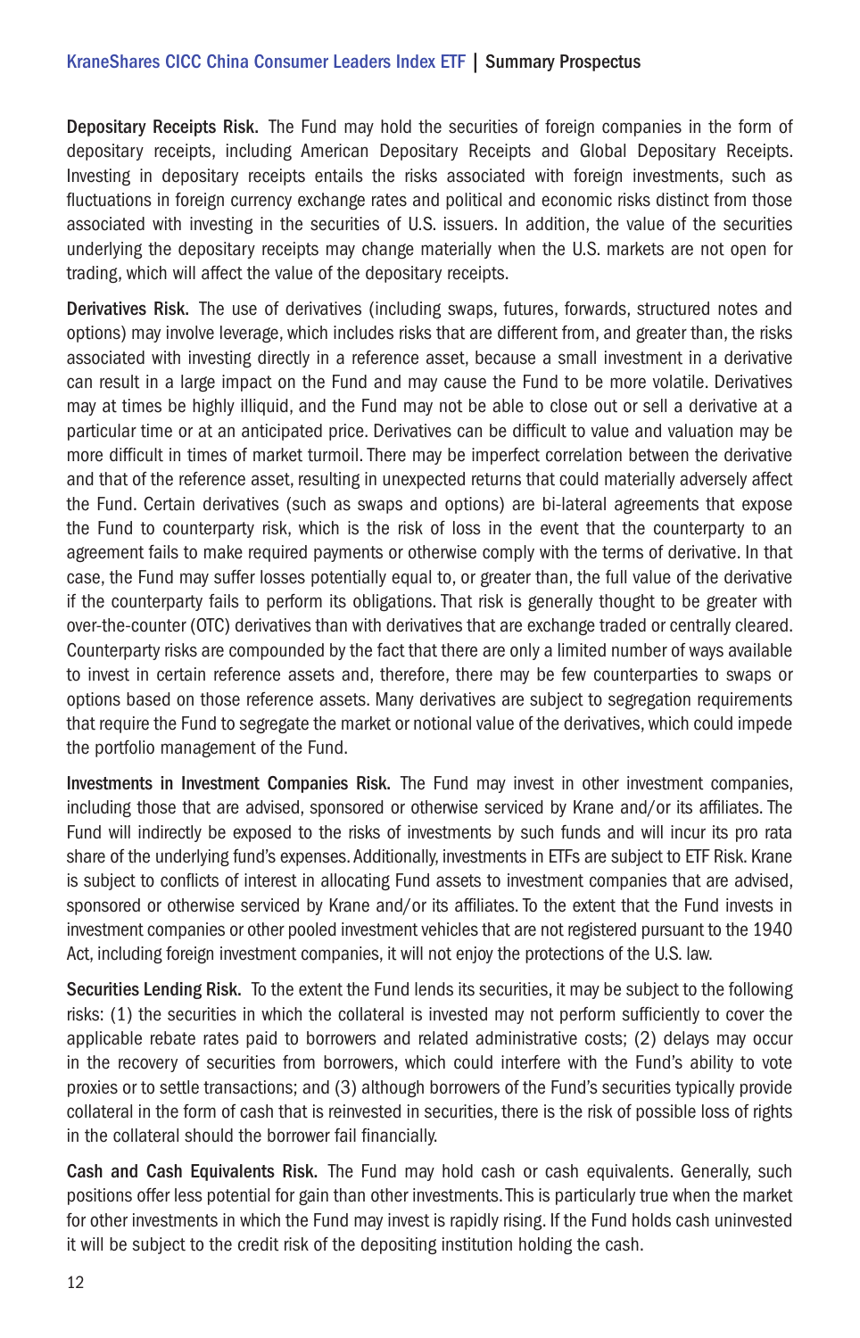**Depositary Receipts Risk.** The Fund may hold the securities of foreign companies in the form of depositary receipts, including American Depositary Receipts and Global Depositary Receipts. Investing in depositary receipts entails the risks associated with foreign investments, such as fluctuations in foreign currency exchange rates and political and economic risks distinct from those associated with investing in the securities of U.S. issuers. In addition, the value of the securities underlying the depositary receipts may change materially when the U.S. markets are not open for trading, which will affect the value of the depositary receipts.

**Derivatives Risk.** The use of derivatives (including swaps, futures, forwards, structured notes and options) may involve leverage, which includes risks that are different from, and greater than, the risks associated with investing directly in a reference asset, because a small investment in a derivative can result in a large impact on the Fund and may cause the Fund to be more volatile. Derivatives may at times be highly illiquid, and the Fund may not be able to close out or sell a derivative at a particular time or at an anticipated price. Derivatives can be difficult to value and valuation may be more difficult in times of market turmoil. There may be imperfect correlation between the derivative and that of the reference asset, resulting in unexpected returns that could materially adversely affect the Fund. Certain derivatives (such as swaps and options) are bi-lateral agreements that expose the Fund to counterparty risk, which is the risk of loss in the event that the counterparty to an agreement fails to make required payments or otherwise comply with the terms of derivative. In that case, the Fund may suffer losses potentially equal to, or greater than, the full value of the derivative if the counterparty fails to perform its obligations. That risk is generally thought to be greater with over-the-counter (OTC) derivatives than with derivatives that are exchange traded or centrally cleared. Counterparty risks are compounded by the fact that there are only a limited number of ways available to invest in certain reference assets and, therefore, there may be few counterparties to swaps or options based on those reference assets. Many derivatives are subject to segregation requirements that require the Fund to segregate the market or notional value of the derivatives, which could impede the portfolio management of the Fund.

**Investments in Investment Companies Risk.** The Fund may invest in other investment companies, including those that are advised, sponsored or otherwise serviced by Krane and/or its affiliates. The Fund will indirectly be exposed to the risks of investments by such funds and will incur its pro rata share of the underlying fund's expenses. Additionally, investments in ETFs are subject to ETF Risk. Krane is subject to conflicts of interest in allocating Fund assets to investment companies that are advised, sponsored or otherwise serviced by Krane and/or its affiliates. To the extent that the Fund invests in investment companies or other pooled investment vehicles that are not registered pursuant to the 1940 Act, including foreign investment companies, it will not enjoy the protections of the U.S. law.

**Securities Lending Risk.** To the extent the Fund lends its securities, it may be subject to the following risks: (1) the securities in which the collateral is invested may not perform sufficiently to cover the applicable rebate rates paid to borrowers and related administrative costs; (2) delays may occur in the recovery of securities from borrowers, which could interfere with the Fund's ability to vote proxies or to settle transactions; and (3) although borrowers of the Fund's securities typically provide collateral in the form of cash that is reinvested in securities, there is the risk of possible loss of rights in the collateral should the borrower fail financially.

**Cash and Cash Equivalents Risk.** The Fund may hold cash or cash equivalents. Generally, such positions offer less potential for gain than other investments. This is particularly true when the market for other investments in which the Fund may invest is rapidly rising. If the Fund holds cash uninvested it will be subject to the credit risk of the depositing institution holding the cash.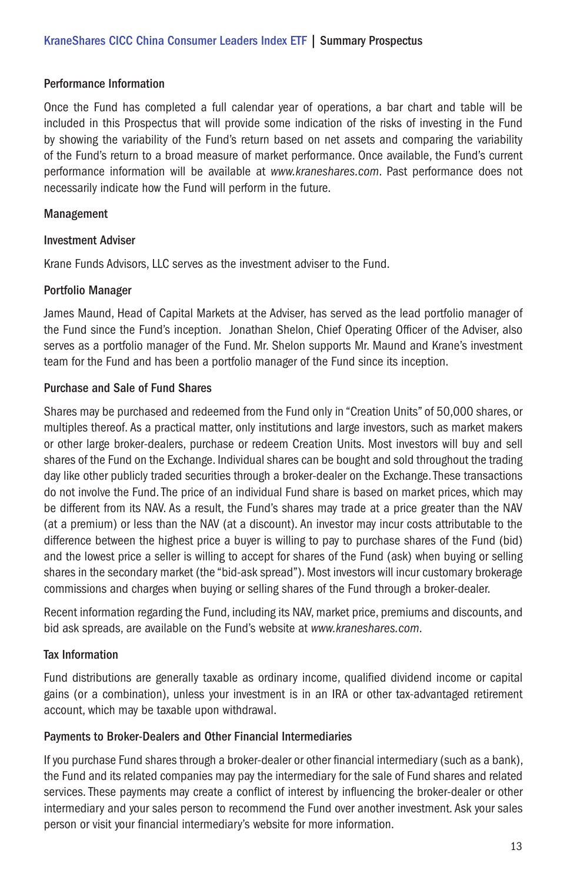### Performance Information

Once the Fund has completed a full calendar year of operations, a bar chart and table will be included in this Prospectus that will provide some indication of the risks of investing in the Fund by showing the variability of the Fund's return based on net assets and comparing the variability of the Fund's return to a broad measure of market performance. Once available, the Fund's current performance information will be available at *www.kraneshares.com*. Past performance does not necessarily indicate how the Fund will perform in the future.

### Management

#### Investment Adviser

Krane Funds Advisors, LLC serves as the investment adviser to the Fund.

#### Portfolio Manager

James Maund, Head of Capital Markets at the Adviser, has served as the lead portfolio manager of the Fund since the Fund's inception. Jonathan Shelon, Chief Operating Officer of the Adviser, also serves as a portfolio manager of the Fund. Mr. Shelon supports Mr. Maund and Krane's investment team for the Fund and has been a portfolio manager of the Fund since its inception.

### Purchase and Sale of Fund Shares

Shares may be purchased and redeemed from the Fund only in "Creation Units" of 50,000 shares, or multiples thereof. As a practical matter, only institutions and large investors, such as market makers or other large broker-dealers, purchase or redeem Creation Units. Most investors will buy and sell shares of the Fund on the Exchange. Individual shares can be bought and sold throughout the trading day like other publicly traded securities through a broker-dealer on the Exchange. These transactions do not involve the Fund. The price of an individual Fund share is based on market prices, which may be different from its NAV. As a result, the Fund's shares may trade at a price greater than the NAV (at a premium) or less than the NAV (at a discount). An investor may incur costs attributable to the difference between the highest price a buyer is willing to pay to purchase shares of the Fund (bid) and the lowest price a seller is willing to accept for shares of the Fund (ask) when buying or selling shares in the secondary market (the "bid-ask spread"). Most investors will incur customary brokerage commissions and charges when buying or selling shares of the Fund through a broker-dealer.

Recent information regarding the Fund, including its NAV, market price, premiums and discounts, and bid ask spreads, are available on the Fund's website at *www.kraneshares.com*.

### Tax Information

Fund distributions are generally taxable as ordinary income, qualified dividend income or capital gains (or a combination), unless your investment is in an IRA or other tax-advantaged retirement account, which may be taxable upon withdrawal.

### Payments to Broker-Dealers and Other Financial Intermediaries

If you purchase Fund shares through a broker-dealer or other financial intermediary (such as a bank), the Fund and its related companies may pay the intermediary for the sale of Fund shares and related services. These payments may create a conflict of interest by influencing the broker-dealer or other intermediary and your sales person to recommend the Fund over another investment. Ask your sales person or visit your financial intermediary's website for more information.